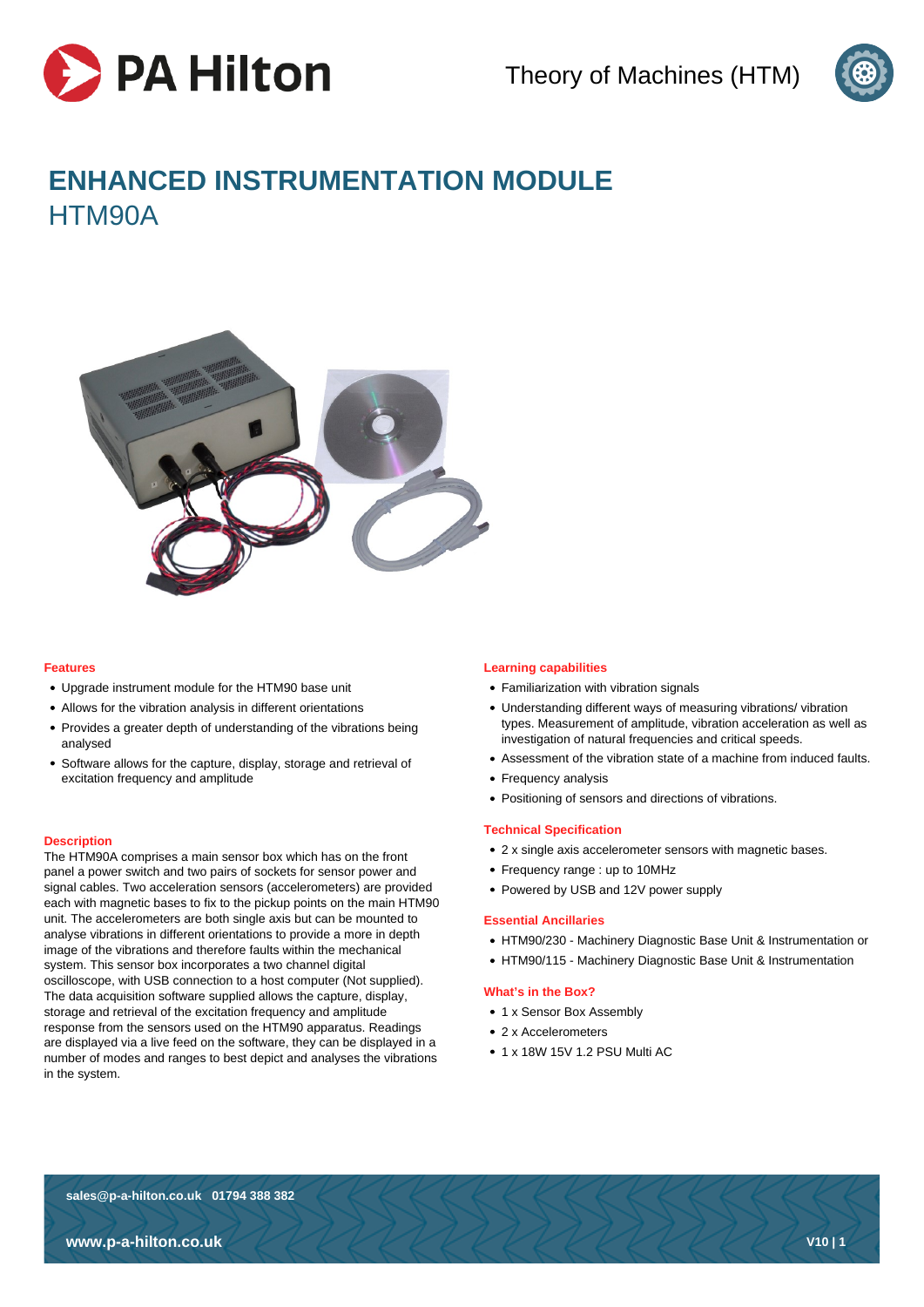# ENHANCED INSTRUMENTATION MODULE

## HTM90A

### Features

- Upgrade instrument module for the HTM90 base unit
- Allows for the vibration analysis in different orientations
- Provides a greater depth of understanding of the vibrations being analysed
- Software allows for the capture, display, storage and retrieval of excitation frequency and amplitude

### Description

The HTM90A comprises a main sensor box which has on the front panel a power switch and two pairs of sockets for sensor power and signal cables. Two acceleration sensors (accelerometers) are provided each with magnetic bases to fix to the pickup points on the main HTM90 unit. The accelerometers are both single axis but can be mounted to analyse vibrations in different orientations to provide a more in depth image of the vibrations and therefore faults within the mechanical system. This sensor box incorporates a two channel digital oscilloscope, with USB connection to a host computer (Not supplied). The data acquisition software supplied allows the capture, display, storage and retrieval of the excitation frequency and amplitude response from the sensors used on the HTM90 apparatus. Readings are displayed via a live feed on the software, they can be displayed in a number of modes and ranges to best depict and analyses the vibrations in the system.

### Learning capabilities

- Familiarization with vibration signals
- Understanding different ways of measuring vibrations/ vibration types. Measurement of amplitude, vibration acceleration as well as investigation of natural frequencies and critical speeds.
- Assessment of the vibration state of a machine from induced faults.
- Frequency analysis
- Positioning of sensors and directions of vibrations.

### Technical Specification

- 2 x single axis accelerometer sensors with magnetic bases.
- Frequency range : up to 10MHz
- Powered by USB and 12V power supply

### Essential Ancillaries

- HTM90/230 - Machinery Diagnostic Base Unit & Instrumentation or
- HTM90/115 - Machinery Diagnostic Base Unit & Instrumentation

### What's in the Box?

- 1 x Sensor Box Assembly
- 2 x Accelerometers
- 1 x 18W 15V 1.2 PSU Multi AC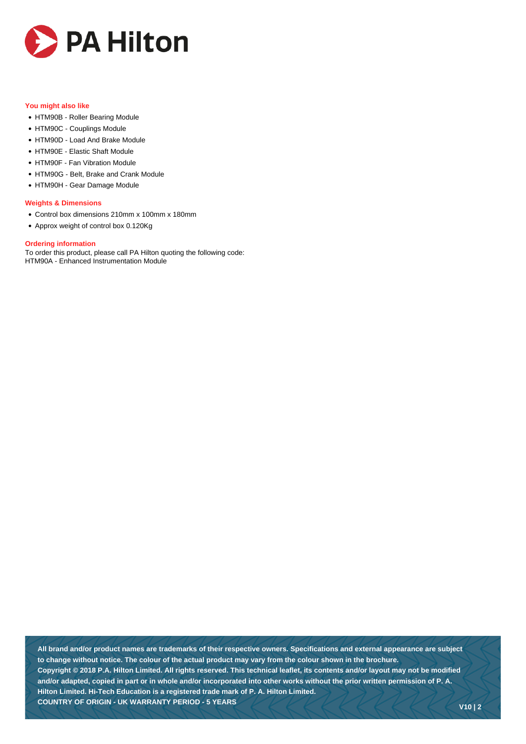### You might also like

- HTM90B - Roller Bearing Module
- HTM90C - Couplings Module
- HTM90D - Load And Brake Module
- HTM90E - Elastic Shaft Module
- HTM90F - Fan Vibration Module
- HTM90G - Belt, Brake and Crank Module
- HTM90H - Gear Damage Module

### Weights & Dimensions

- Control box dimensions 210mm x 100mm x 180mm
- Approx weight of control box 0.120Kg

### Ordering information

To order this product, please call PA Hilton quoting the following code:
HTM90A - Enhanced Instrumentation Module

**All brand and/or product names are trademarks of their respective owners. Specifications and external appearance are subject to change without notice. The colour of the actual product may vary from the colour shown in the brochure.**
**Copyright © 2018 P.A. Hilton Limited. All rights reserved. This technical leaflet, its contents and/or layout may not be modified and/or adapted, copied in part or in whole and/or incorporated into other works without the prior written permission of P. A. Hilton Limited. Hi-Tech Education is a registered trade mark of P. A. Hilton Limited.**
**COUNTRY OF ORIGIN - UK WARRANTY PERIOD - 5 YEARS**